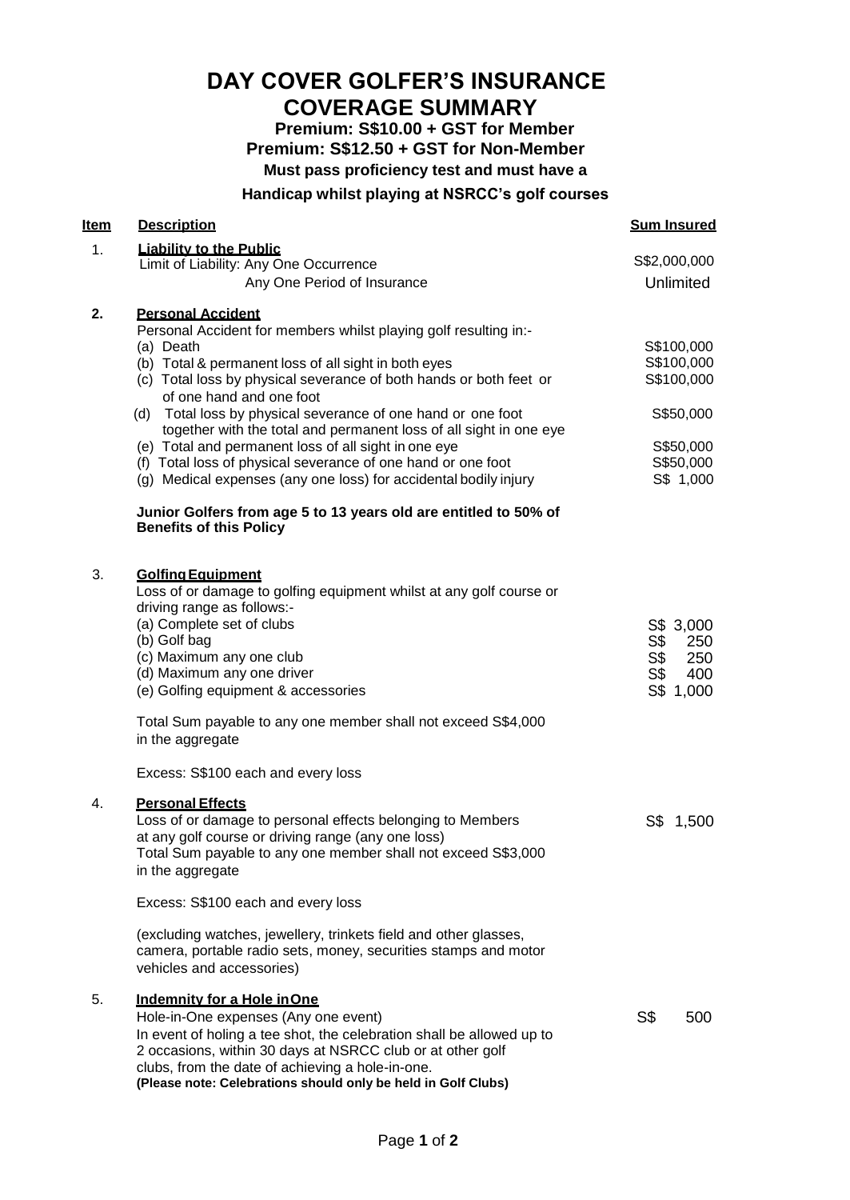# DAY COVER GOLFER'S INSURANCE
# COVERAGE SUMMARY

**Premium: S$10.00 + GST for Member**

**Premium: S$12.50 + GST for Non-Member**

**Must pass proficiency test and must have a**

**Handicap whilst playing at NSRCC's golf courses**

| Item | Description | Sum Insured |
|---|---|---|
| 1. | **Liability to the Public** | |
| | Limit of Liability: Any One Occurrence | S$2,000,000 |
| | Any One Period of Insurance | Unlimited |
| **2.** | **Personal Accident** | |
| | Personal Accident for members whilst playing golf resulting in:- | |
| | (a) Death | S$100,000 |
| | (b) Total & permanent loss of all sight in both eyes | S$100,000 |
| | (c) Total loss by physical severance of both hands or both feet or of one hand and one foot | S$100,000 |
| | (d) Total loss by physical severance of one hand or one foot together with the total and permanent loss of all sight in one eye | S$50,000 |
| | (e) Total and permanent loss of all sight in one eye | S$50,000 |
| | (f) Total loss of physical severance of one hand or one foot | S$50,000 |
| | (g) Medical expenses (any one loss) for accidental bodily injury | S$ 1,000 |
| | **Junior Golfers from age 5 to 13 years old are entitled to 50% of Benefits of this Policy** | |
| 3. | **Golfing Equipment** | |
| | Loss of or damage to golfing equipment whilst at any golf course or driving range as follows:- | |
| | (a) Complete set of clubs | S$ 3,000 |
| | (b) Golf bag | S$ 250 |
| | (c) Maximum any one club | S$ 250 |
| | (d) Maximum any one driver | S$ 400 |
| | (e) Golfing equipment & accessories | S$ 1,000 |
| | Total Sum payable to any one member shall not exceed S$4,000 in the aggregate | |
| | Excess: S$100 each and every loss | |
| 4. | **Personal Effects** | |
| | Loss of or damage to personal effects belonging to Members at any golf course or driving range (any one loss) | S$ 1,500 |
| | Total Sum payable to any one member shall not exceed S$3,000 in the aggregate | |
| | Excess: S$100 each and every loss | |
| | (excluding watches, jewellery, trinkets field and other glasses, camera, portable radio sets, money, securities stamps and motor vehicles and accessories) | |
| 5. | **Indemnity for a Hole in One** | |
| | Hole-in-One expenses (Any one event) | S$ 500 |
| | In event of holing a tee shot, the celebration shall be allowed up to 2 occasions, within 30 days at NSRCC club or at other golf clubs, from the date of achieving a hole-in-one. **(Please note: Celebrations should only be held in Golf Clubs)** | |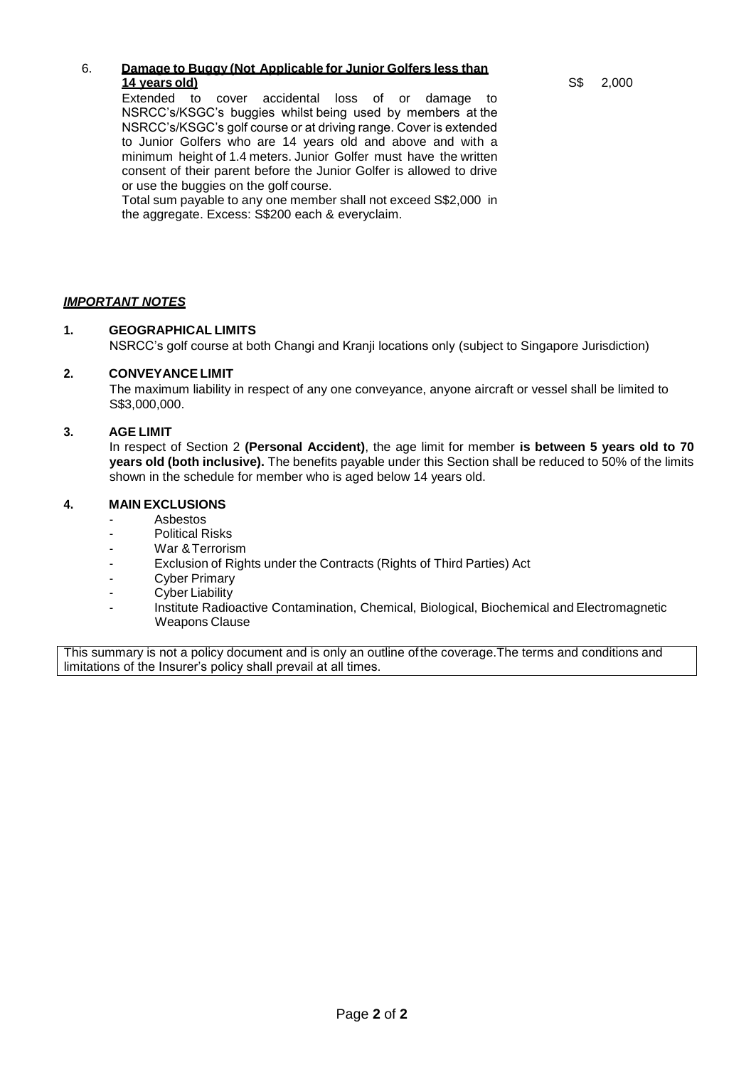6. **<u>Damage to Buggy (Not Applicable for Junior Golfers less than 14 years old)</u>** S$ 2,000

   Extended to cover accidental loss of or damage to NSRCC's/KSGC's buggies whilst being used by members at the NSRCC's/KSGC's golf course or at driving range. Cover is extended to Junior Golfers who are 14 years old and above and with a minimum height of 1.4 meters. Junior Golfer must have the written consent of their parent before the Junior Golfer is allowed to drive or use the buggies on the golf course.

   Total sum payable to any one member shall not exceed S$2,000 in the aggregate. Excess: S$200 each & everyclaim.

***<u>IMPORTANT NOTES</u>***

**1. GEOGRAPHICAL LIMITS**

NSRCC's golf course at both Changi and Kranji locations only (subject to Singapore Jurisdiction)

**2. CONVEYANCE LIMIT**

The maximum liability in respect of any one conveyance, anyone aircraft or vessel shall be limited to S$3,000,000.

**3. AGE LIMIT**

In respect of Section 2 **(Personal Accident)**, the age limit for member **is between 5 years old to 70 years old (both inclusive).** The benefits payable under this Section shall be reduced to 50% of the limits shown in the schedule for member who is aged below 14 years old.

**4. MAIN EXCLUSIONS**

- Asbestos
- Political Risks
- War & Terrorism
- Exclusion of Rights under the Contracts (Rights of Third Parties) Act
- Cyber Primary
- Cyber Liability
- Institute Radioactive Contamination, Chemical, Biological, Biochemical and Electromagnetic Weapons Clause

This summary is not a policy document and is only an outline ofthe coverage.The terms and conditions and limitations of the Insurer's policy shall prevail at all times.